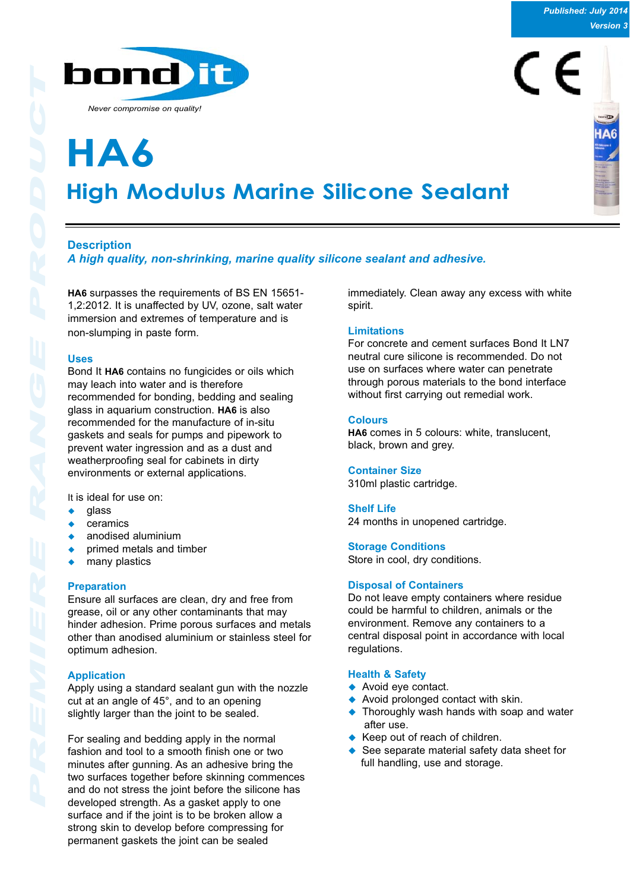Published: July 2014
Version 3

bond it

*Never compromise on quality!*

# HA6

## High Modulus Marine Silicone Sealant

PREMIERE RANGE PRODUCT

### Description

***A high quality, non-shrinking, marine quality silicone sealant and adhesive.***

**HA6** surpasses the requirements of BS EN 15651-1,2:2012. It is unaffected by UV, ozone, salt water immersion and extremes of temperature and is non-slumping in paste form.

### Uses

Bond It **HA6** contains no fungicides or oils which may leach into water and is therefore recommended for bonding, bedding and sealing glass in aquarium construction. **HA6** is also recommended for the manufacture of in-situ gaskets and seals for pumps and pipework to prevent water ingression and as a dust and weatherproofing seal for cabinets in dirty environments or external applications.

It is ideal for use on:

- glass
- ceramics
- anodised aluminium
- primed metals and timber
- many plastics

### Preparation

Ensure all surfaces are clean, dry and free from grease, oil or any other contaminants that may hinder adhesion. Prime porous surfaces and metals other than anodised aluminium or stainless steel for optimum adhesion.

### Application

Apply using a standard sealant gun with the nozzle cut at an angle of 45°, and to an opening slightly larger than the joint to be sealed.

For sealing and bedding apply in the normal fashion and tool to a smooth finish one or two minutes after gunning. As an adhesive bring the two surfaces together before skinning commences and do not stress the joint before the silicone has developed strength. As a gasket apply to one surface and if the joint is to be broken allow a strong skin to develop before compressing for permanent gaskets the joint can be sealed immediately. Clean away any excess with white spirit.

### Limitations

For concrete and cement surfaces Bond It LN7 neutral cure silicone is recommended. Do not use on surfaces where water can penetrate through porous materials to the bond interface without first carrying out remedial work.

### Colours

**HA6** comes in 5 colours: white, translucent, black, brown and grey.

### Container Size

310ml plastic cartridge.

### Shelf Life

24 months in unopened cartridge.

### Storage Conditions

Store in cool, dry conditions.

### Disposal of Containers

Do not leave empty containers where residue could be harmful to children, animals or the environment. Remove any containers to a central disposal point in accordance with local regulations.

### Health & Safety

- Avoid eye contact.
- Avoid prolonged contact with skin.
- Thoroughly wash hands with soap and water after use.
- Keep out of reach of children.
- See separate material safety data sheet for full handling, use and storage.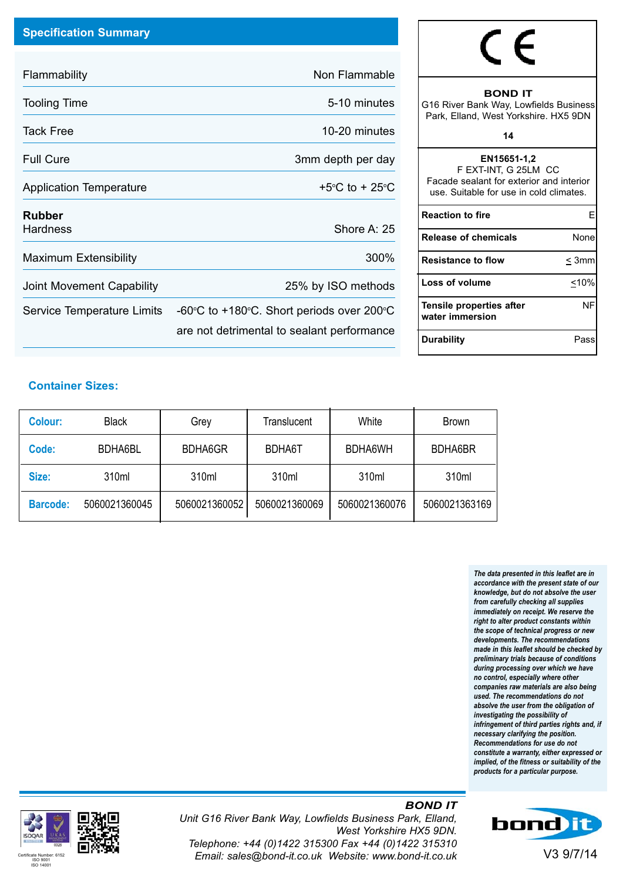## Specification Summary

| | |
|---|---|
| Flammability | Non Flammable |
| Tooling Time | 5-10 minutes |
| Tack Free | 10-20 minutes |
| Full Cure | 3mm depth per day |
| Application Temperature | +5°C to + 25°C |
| **Rubber** Hardness | Shore A: 25 |
| Maximum Extensibility | 300% |
| Joint Movement Capability | 25% by ISO methods |
| Service Temperature Limits | -60°C to +180°C. Short periods over 200°C are not detrimental to sealant performance |

CE

**BOND IT**
G16 River Bank Way, Lowfields Business Park, Elland, West Yorkshire. HX5 9DN

**14**

**EN15651-1,2**
F EXT-INT, G 25LM CC
Facade sealant for exterior and interior use. Suitable for use in cold climates.

| | |
|---|---|
| **Reaction to fire** | E |
| **Release of chemicals** | None |
| **Resistance to flow** | ≤ 3mm |
| **Loss of volume** | ≤10% |
| **Tensile properties after water immersion** | NF |
| **Durability** | Pass |

### Container Sizes:

| **Colour:** | Black | Grey | Translucent | White | Brown |
|---|---|---|---|---|---|
| **Code:** | BDHA6BL | BDHA6GR | BDHA6T | BDHA6WH | BDHA6BR |
| **Size:** | 310ml | 310ml | 310ml | 310ml | 310ml |
| **Barcode:** | 5060021360045 | 5060021360052 | 5060021360069 | 5060021360076 | 5060021363169 |

*The data presented in this leaflet are in accordance with the present state of our knowledge, but do not absolve the user from carefully checking all supplies immediately on receipt. We reserve the right to alter product constants within the scope of technical progress or new developments. The recommendations made in this leaflet should be checked by preliminary trials because of conditions during processing over which we have no control, especially where other companies raw materials are also being used. The recommendations do not absolve the user from the obligation of investigating the possibility of infringement of third parties rights and, if necessary clarifying the position. Recommendations for use do not constitute a warranty, either expressed or implied, of the fitness or suitability of the products for a particular purpose.*

Certificate Number: 6152
ISO 9001
ISO 14001

***BOND IT***
*Unit G16 River Bank Way, Lowfields Business Park, Elland, West Yorkshire HX5 9DN.*
*Telephone: +44 (0)1422 315300 Fax +44 (0)1422 315310*
*Email: sales@bond-it.co.uk Website: www.bond-it.co.uk*

bond it

V3 9/7/14